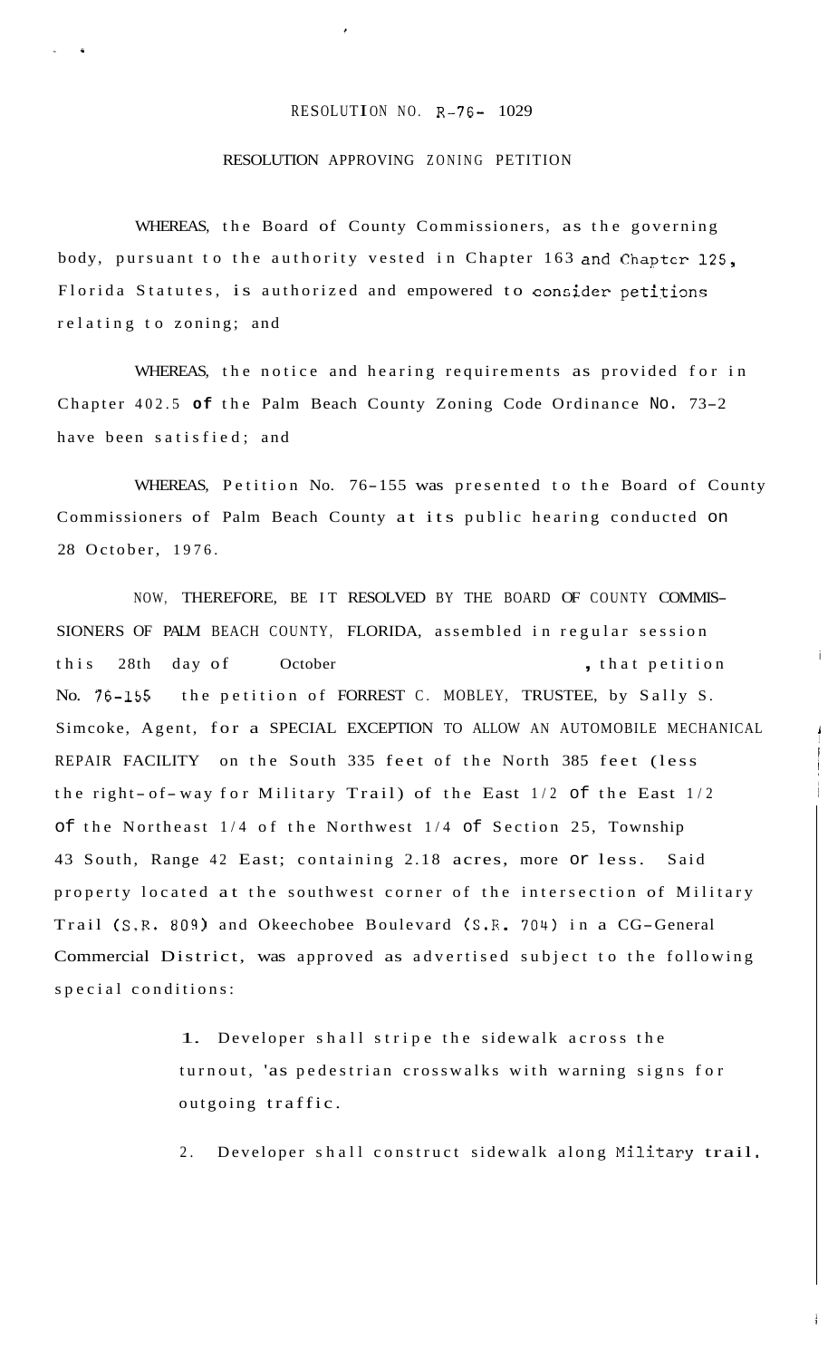RESOLUTION NO. R-76- 1029

RESOLUTION APPROVING ZONING PETITION

WHEREAS, the Board of County Commissioners, as the governing body, pursuant to the authority vested in Chapter 163 and Chapter 125, Florida Statutes, is authorized and empowered to consider petitions relating to zoning; and

WHEREAS, the notice and hearing requirements as provided for in Chapter 402.5 of the Palm Beach County Zoning Code Ordinance No. 73-2 have been satisfied; and

WHEREAS, Petition No. 76-155 was presented to the Board of County Commissioners of Palm Beach County at its public hearing conducted on 28 October, 1976.

NOW, THEREFORE, BE IT RESOLVED BY THE BOARD OF COUNTY COMMISSIONERS OF PALM BEACH COUNTY, FLORIDA, assembled in regular session this 28th day of October, that petition No. 76-155 the petition of FORREST C. MOBLEY, TRUSTEE, by Sally S. Simcoke, Agent, for a SPECIAL EXCEPTION TO ALLOW AN AUTOMOBILE MECHANICAL REPAIR FACILITY on the South 335 feet of the North 385 feet (less the right-of-way for Military Trail) of the East 1/2 of the East 1/2 of the Northeast 1/4 of the Northwest 1/4 of Section 25, Township 43 South, Range 42 East; containing 2.18 acres, more or less. Said property located at the southwest corner of the intersection of Military Trail (S.R. 809) and Okeechobee Boulevard (S.R. 704) in a CG-General Commercial District, was approved as advertised subject to the following special conditions:

1. Developer shall stripe the sidewalk across the turnout, 'as pedestrian crosswalks with warning signs for outgoing traffic.

2. Developer shall construct sidewalk along Military trail.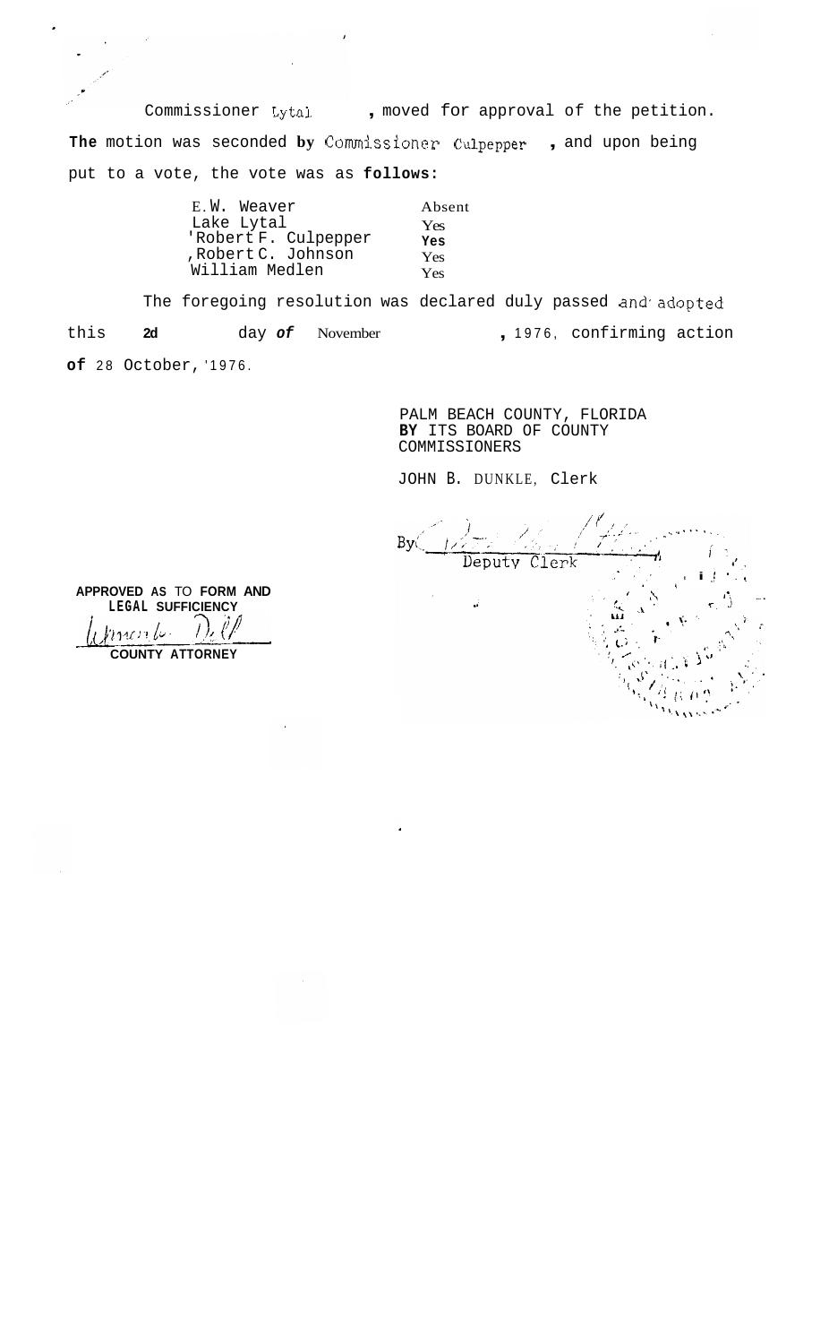Commissioner Lytal, moved for approval of the petition. The motion was seconded by Commissioner Culpepper, and upon being put to a vote, the vote was as follows:

| | |
|---|---|
| E.W. Weaver | Absent |
| Lake Lytal | Yes |
| Robert F. Culpepper | Yes |
| Robert C. Johnson | Yes |
| William Medlen | Yes |

The foregoing resolution was declared duly passed and adopted this 2d day of November, 1976, confirming action of 28 October, 1976.

PALM BEACH COUNTY, FLORIDA
BY ITS BOARD OF COUNTY COMMISSIONERS

JOHN B. DUNKLE, Clerk

By ______________________
Deputy Clerk

APPROVED AS TO FORM AND LEGAL SUFFICIENCY

______________________
COUNTY ATTORNEY